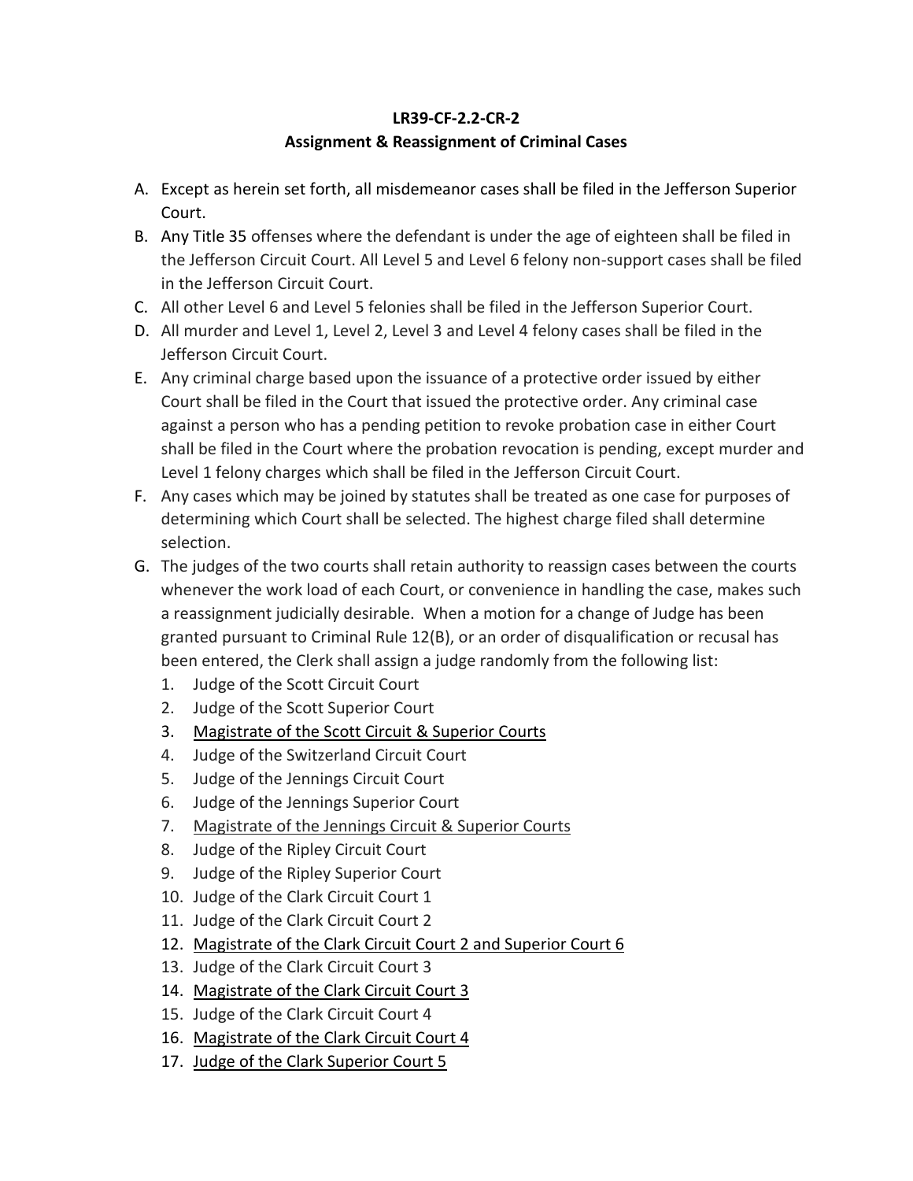**LR39-CF-2.2-CR-2**
**Assignment & Reassignment of Criminal Cases**

A. Except as herein set forth, all misdemeanor cases shall be filed in the Jefferson Superior Court.

B. Any Title 35 offenses where the defendant is under the age of eighteen shall be filed in the Jefferson Circuit Court. All Level 5 and Level 6 felony non-support cases shall be filed in the Jefferson Circuit Court.

C. All other Level 6 and Level 5 felonies shall be filed in the Jefferson Superior Court.

D. All murder and Level 1, Level 2, Level 3 and Level 4 felony cases shall be filed in the Jefferson Circuit Court.

E. Any criminal charge based upon the issuance of a protective order issued by either Court shall be filed in the Court that issued the protective order. Any criminal case against a person who has a pending petition to revoke probation case in either Court shall be filed in the Court where the probation revocation is pending, except murder and Level 1 felony charges which shall be filed in the Jefferson Circuit Court.

F. Any cases which may be joined by statutes shall be treated as one case for purposes of determining which Court shall be selected. The highest charge filed shall determine selection.

G. The judges of the two courts shall retain authority to reassign cases between the courts whenever the work load of each Court, or convenience in handling the case, makes such a reassignment judicially desirable. When a motion for a change of Judge has been granted pursuant to Criminal Rule 12(B), or an order of disqualification or recusal has been entered, the Clerk shall assign a judge randomly from the following list:

   1. Judge of the Scott Circuit Court
   2. Judge of the Scott Superior Court
   3. <u>Magistrate of the Scott Circuit & Superior Courts</u>
   4. Judge of the Switzerland Circuit Court
   5. Judge of the Jennings Circuit Court
   6. Judge of the Jennings Superior Court
   7. <u>Magistrate of the Jennings Circuit & Superior Courts</u>
   8. Judge of the Ripley Circuit Court
   9. Judge of the Ripley Superior Court
   10. Judge of the Clark Circuit Court 1
   11. Judge of the Clark Circuit Court 2
   12. <u>Magistrate of the Clark Circuit Court 2 and Superior Court 6</u>
   13. Judge of the Clark Circuit Court 3
   14. <u>Magistrate of the Clark Circuit Court 3</u>
   15. Judge of the Clark Circuit Court 4
   16. <u>Magistrate of the Clark Circuit Court 4</u>
   17. <u>Judge of the Clark Superior Court 5</u>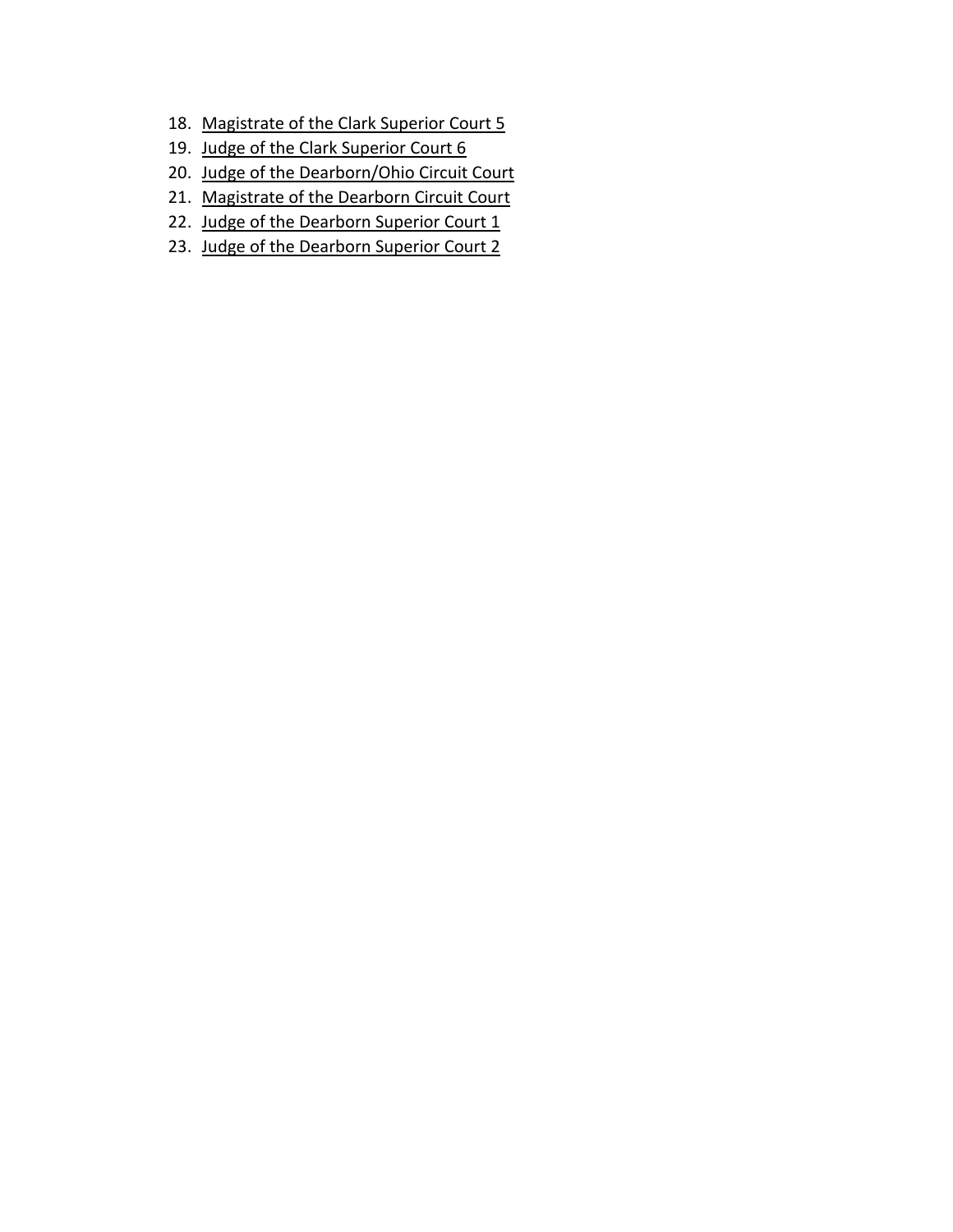18. <u>Magistrate of the Clark Superior Court 5</u>
19. <u>Judge of the Clark Superior Court 6</u>
20. <u>Judge of the Dearborn/Ohio Circuit Court</u>
21. <u>Magistrate of the Dearborn Circuit Court</u>
22. <u>Judge of the Dearborn Superior Court 1</u>
23. <u>Judge of the Dearborn Superior Court 2</u>